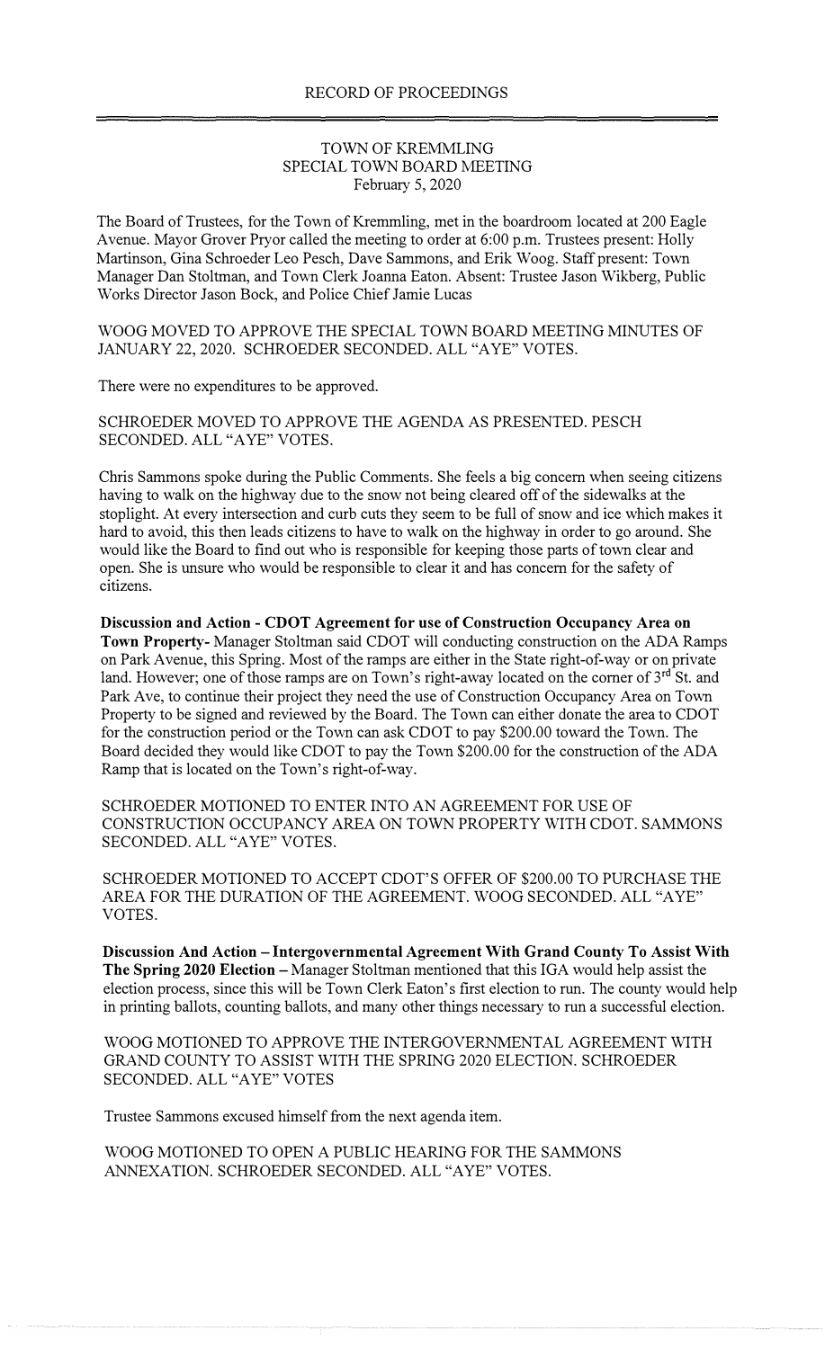RECORD OF PROCEEDINGS

TOWN OF KREMMLING
SPECIAL TOWN BOARD MEETING
February 5, 2020

The Board of Trustees, for the Town of Kremmling, met in the boardroom located at 200 Eagle Avenue. Mayor Grover Pryor called the meeting to order at 6:00 p.m. Trustees present: Holly Martinson, Gina Schroeder Leo Pesch, Dave Sammons, and Erik Woog. Staff present: Town Manager Dan Stoltman, and Town Clerk Joanna Eaton. Absent: Trustee Jason Wikberg, Public Works Director Jason Bock, and Police Chief Jamie Lucas

WOOG MOVED TO APPROVE THE SPECIAL TOWN BOARD MEETING MINUTES OF JANUARY 22, 2020. SCHROEDER SECONDED. ALL "AYE" VOTES.

There were no expenditures to be approved.

SCHROEDER MOVED TO APPROVE THE AGENDA AS PRESENTED. PESCH SECONDED. ALL "AYE" VOTES.

Chris Sammons spoke during the Public Comments. She feels a big concern when seeing citizens having to walk on the highway due to the snow not being cleared off of the sidewalks at the stoplight. At every intersection and curb cuts they seem to be full of snow and ice which makes it hard to avoid, this then leads citizens to have to walk on the highway in order to go around. She would like the Board to find out who is responsible for keeping those parts of town clear and open. She is unsure who would be responsible to clear it and has concern for the safety of citizens.

**Discussion and Action - CDOT Agreement for use of Construction Occupancy Area on Town Property-** Manager Stoltman said CDOT will conducting construction on the ADA Ramps on Park Avenue, this Spring. Most of the ramps are either in the State right-of-way or on private land. However; one of those ramps are on Town's right-away located on the corner of 3rd St. and Park Ave, to continue their project they need the use of Construction Occupancy Area on Town Property to be signed and reviewed by the Board. The Town can either donate the area to CDOT for the construction period or the Town can ask CDOT to pay $200.00 toward the Town. The Board decided they would like CDOT to pay the Town $200.00 for the construction of the ADA Ramp that is located on the Town's right-of-way.

SCHROEDER MOTIONED TO ENTER INTO AN AGREEMENT FOR USE OF CONSTRUCTION OCCUPANCY AREA ON TOWN PROPERTY WITH CDOT. SAMMONS SECONDED. ALL "AYE" VOTES.

SCHROEDER MOTIONED TO ACCEPT CDOT'S OFFER OF $200.00 TO PURCHASE THE AREA FOR THE DURATION OF THE AGREEMENT. WOOG SECONDED. ALL "AYE" VOTES.

**Discussion And Action – Intergovernmental Agreement With Grand County To Assist With The Spring 2020 Election –** Manager Stoltman mentioned that this IGA would help assist the election process, since this will be Town Clerk Eaton's first election to run. The county would help in printing ballots, counting ballots, and many other things necessary to run a successful election.

WOOG MOTIONED TO APPROVE THE INTERGOVERNMENTAL AGREEMENT WITH GRAND COUNTY TO ASSIST WITH THE SPRING 2020 ELECTION. SCHROEDER SECONDED. ALL "AYE" VOTES

Trustee Sammons excused himself from the next agenda item.

WOOG MOTIONED TO OPEN A PUBLIC HEARING FOR THE SAMMONS ANNEXATION. SCHROEDER SECONDED. ALL "AYE" VOTES.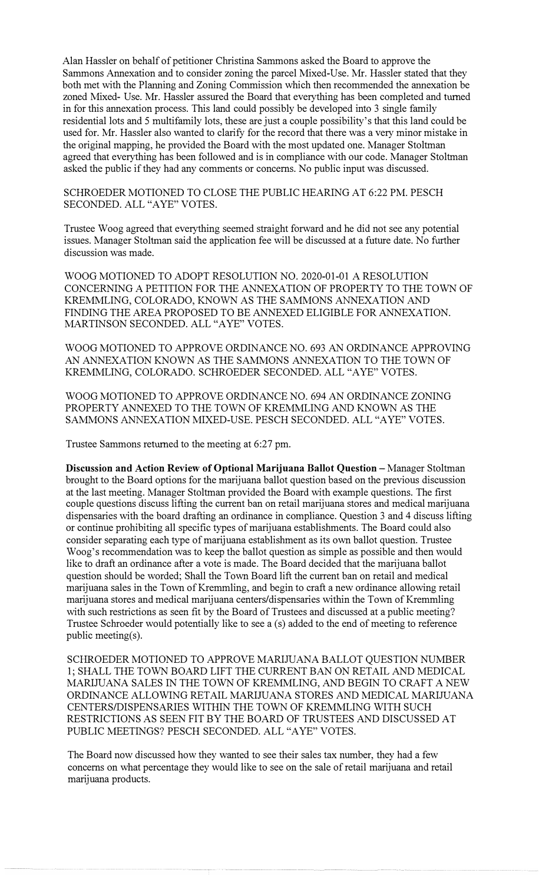Alan Hassler on behalf of petitioner Christina Sammons asked the Board to approve the Sammons Annexation and to consider zoning the parcel Mixed-Use. Mr. Hassler stated that they both met with the Planning and Zoning Commission which then recommended the annexation be zoned Mixed- Use. Mr. Hassler assured the Board that everything has been completed and turned in for this annexation process. This land could possibly be developed into 3 single family residential lots and 5 multifamily lots, these are just a couple possibility's that this land could be used for. Mr. Hassler also wanted to clarify for the record that there was a very minor mistake in the original mapping, he provided the Board with the most updated one. Manager Stoltman agreed that everything has been followed and is in compliance with our code. Manager Stoltman asked the public if they had any comments or concerns. No public input was discussed.

SCHROEDER MOTIONED TO CLOSE THE PUBLIC HEARING AT 6:22 PM. PESCH SECONDED. ALL "AYE" VOTES.

Trustee Woog agreed that everything seemed straight forward and he did not see any potential issues. Manager Stoltman said the application fee will be discussed at a future date. No further discussion was made.

WOOG MOTIONED TO ADOPT RESOLUTION NO. 2020-01-01 A RESOLUTION CONCERNING A PETITION FOR THE ANNEXATION OF PROPERTY TO THE TOWN OF KREMMLING, COLORADO, KNOWN AS THE SAMMONS ANNEXATION AND FINDING THE AREA PROPOSED TO BE ANNEXED ELIGIBLE FOR ANNEXATION. MARTINSON SECONDED. ALL "AYE" VOTES.

WOOG MOTIONED TO APPROVE ORDINANCE NO. 693 AN ORDINANCE APPROVING AN ANNEXATION KNOWN AS THE SAMMONS ANNEXATION TO THE TOWN OF KREMMLING, COLORADO. SCHROEDER SECONDED. ALL "AYE" VOTES.

WOOG MOTIONED TO APPROVE ORDINANCE NO. 694 AN ORDINANCE ZONING PROPERTY ANNEXED TO THE TOWN OF KREMMLING AND KNOWN AS THE SAMMONS ANNEXATION MIXED-USE. PESCH SECONDED. ALL "AYE" VOTES.

Trustee Sammons returned to the meeting at 6:27 pm.

**Discussion and Action Review of Optional Marijuana Ballot Question –** Manager Stoltman brought to the Board options for the marijuana ballot question based on the previous discussion at the last meeting. Manager Stoltman provided the Board with example questions. The first couple questions discuss lifting the current ban on retail marijuana stores and medical marijuana dispensaries with the board drafting an ordinance in compliance. Question 3 and 4 discuss lifting or continue prohibiting all specific types of marijuana establishments. The Board could also consider separating each type of marijuana establishment as its own ballot question. Trustee Woog's recommendation was to keep the ballot question as simple as possible and then would like to draft an ordinance after a vote is made. The Board decided that the marijuana ballot question should be worded; Shall the Town Board lift the current ban on retail and medical marijuana sales in the Town of Kremmling, and begin to craft a new ordinance allowing retail marijuana stores and medical marijuana centers/dispensaries within the Town of Kremmling with such restrictions as seen fit by the Board of Trustees and discussed at a public meeting? Trustee Schroeder would potentially like to see a (s) added to the end of meeting to reference public meeting(s).

SCHROEDER MOTIONED TO APPROVE MARIJUANA BALLOT QUESTION NUMBER 1; SHALL THE TOWN BOARD LIFT THE CURRENT BAN ON RETAIL AND MEDICAL MARIJUANA SALES IN THE TOWN OF KREMMLING, AND BEGIN TO CRAFT A NEW ORDINANCE ALLOWING RETAIL MARIJUANA STORES AND MEDICAL MARIJUANA CENTERS/DISPENSARIES WITHIN THE TOWN OF KREMMLING WITH SUCH RESTRICTIONS AS SEEN FIT BY THE BOARD OF TRUSTEES AND DISCUSSED AT PUBLIC MEETINGS? PESCH SECONDED. ALL "AYE" VOTES.

The Board now discussed how they wanted to see their sales tax number, they had a few concerns on what percentage they would like to see on the sale of retail marijuana and retail marijuana products.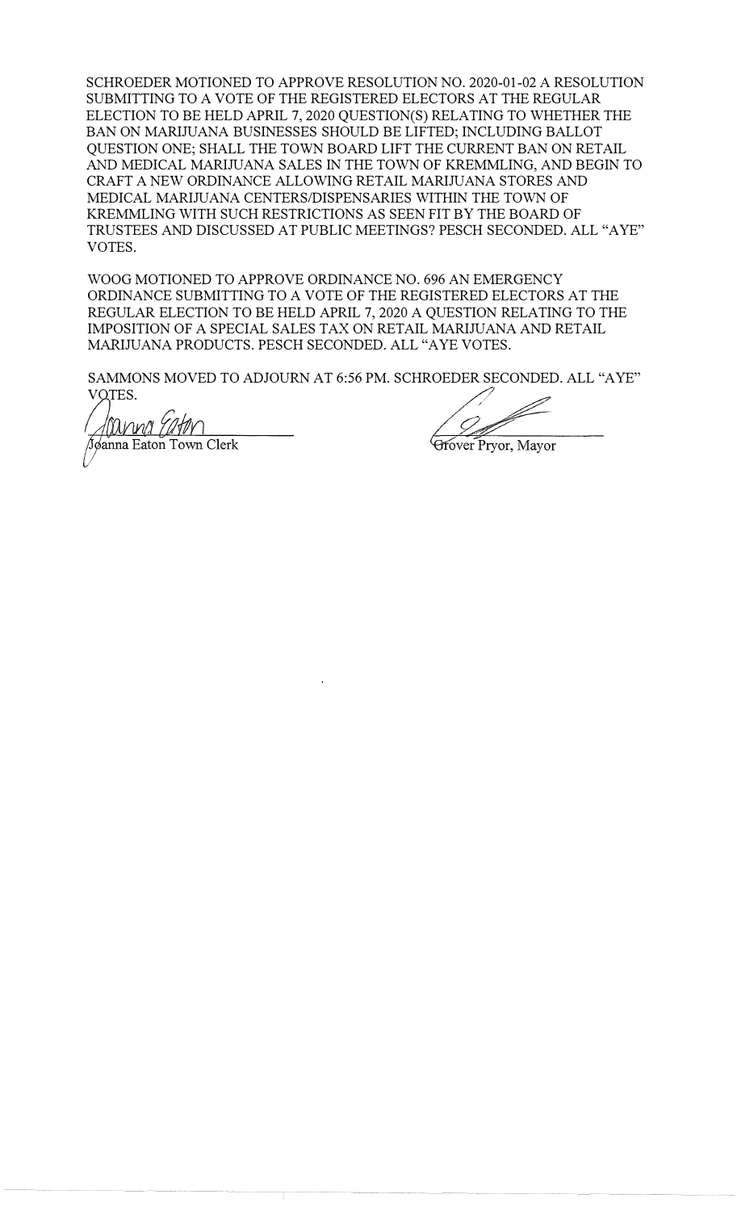SCHROEDER MOTIONED TO APPROVE RESOLUTION NO. 2020-01-02 A RESOLUTION SUBMITTING TO A VOTE OF THE REGISTERED ELECTORS AT THE REGULAR ELECTION TO BE HELD APRIL 7, 2020 QUESTION(S) RELATING TO WHETHER THE BAN ON MARIJUANA BUSINESSES SHOULD BE LIFTED; INCLUDING BALLOT QUESTION ONE; SHALL THE TOWN BOARD LIFT THE CURRENT BAN ON RETAIL AND MEDICAL MARIJUANA SALES IN THE TOWN OF KREMMLING, AND BEGIN TO CRAFT A NEW ORDINANCE ALLOWING RETAIL MARIJUANA STORES AND MEDICAL MARIJUANA CENTERS/DISPENSARIES WITHIN THE TOWN OF KREMMLING WITH SUCH RESTRICTIONS AS SEEN FIT BY THE BOARD OF TRUSTEES AND DISCUSSED AT PUBLIC MEETINGS? PESCH SECONDED. ALL "AYE" VOTES.

WOOG MOTIONED TO APPROVE ORDINANCE NO. 696 AN EMERGENCY ORDINANCE SUBMITTING TO A VOTE OF THE REGISTERED ELECTORS AT THE REGULAR ELECTION TO BE HELD APRIL 7, 2020 A QUESTION RELATING TO THE IMPOSITION OF A SPECIAL SALES TAX ON RETAIL MARIJUANA AND RETAIL MARIJUANA PRODUCTS. PESCH SECONDED. ALL "AYE VOTES.

SAMMONS MOVED TO ADJOURN AT 6:56 PM. SCHROEDER SECONDED. ALL "AYE" VOTES.

Joanna Eaton Town Clerk

Grover Pryor, Mayor